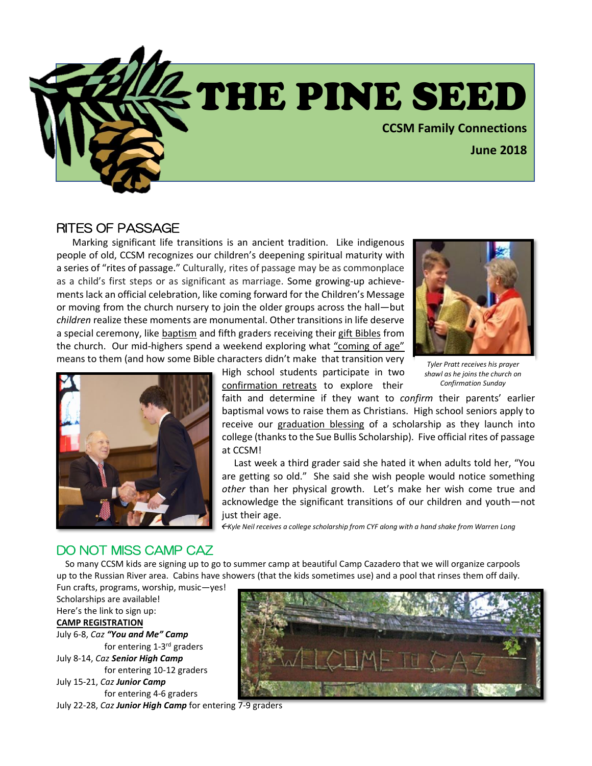# THE PINE SEED

**CCSM Family Connections**

**June 2018**

## RITES OF PASSAGE

Marking significant life transitions is an ancient tradition. Like indigenous people of old, CCSM recognizes our children's deepening spiritual maturity with a series of "rites of passage." Culturally, rites of passage may be as commonplace as a child's first steps or as significant as marriage. Some growing-up achievements lack an official celebration, like coming forward for the Children's Message or moving from the church nursery to join the older groups across the hall—but *children* realize these moments are monumental. Other transitions in life deserve a special ceremony, like baptism and fifth graders receiving their gift Bibles from the church. Our mid-highers spend a weekend exploring what "coming of age" means to them (and how some Bible characters didn't make that transition very well). High school students participate in two confirmation retreats to explore their faith and determine if they want to *confirm* their parents' earlier baptismal vows to raise them as Christians. High school seniors apply to receive our graduation blessing of a scholarship as they launch into college (thanks to the Sue Bullis Scholarship). Five official rites of passage at CCSM!

*Tyler Pratt receives his prayer shawl as he joins the church on Confirmation Sunday*

Last week a third grader said she hated it when adults told her, "You are getting so old." She said she wish people would notice something *other* than her physical growth. Let's make her wish come true and acknowledge the significant transitions of our children and youth—not just their age.

*←Kyle Neil receives a college scholarship from CYF along with a hand shake from Warren Long*

## DO NOT MISS CAMP CAZ

So many CCSM kids are signing up to go to summer camp at beautiful Camp Cazadero that we will organize carpools up to the Russian River area. Cabins have showers (that the kids sometimes use) and a pool that rinses them off daily. Fun crafts, programs, worship, music—yes!

Scholarships are available!

Here's the link to sign up:

**CAMP REGISTRATION**

July 6-8, *Caz **"You and Me" Camp***
for entering 1-3rd graders

July 8-14, *Caz **Senior High Camp***
for entering 10-12 graders

July 15-21, *Caz **Junior Camp***
for entering 4-6 graders

July 22-28, *Caz **Junior High Camp*** for entering 7-9 graders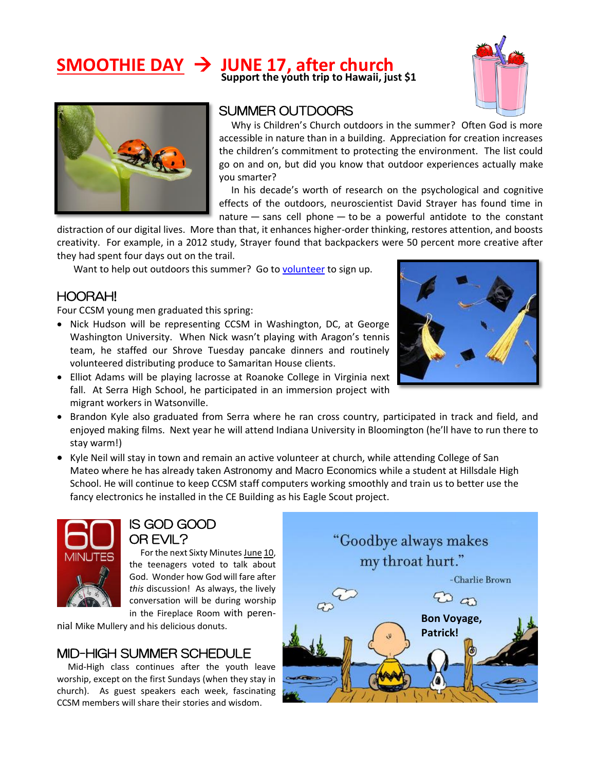# SMOOTHIE DAY → JUNE 17, after church

**Support the youth trip to Hawaii, just $1**

## SUMMER OUTDOORS

Why is Children's Church outdoors in the summer? Often God is more accessible in nature than in a building. Appreciation for creation increases the children's commitment to protecting the environment. The list could go on and on, but did you know that outdoor experiences actually make you smarter?

In his decade's worth of research on the psychological and cognitive effects of the outdoors, neuroscientist David Strayer has found time in nature — sans cell phone — to be a powerful antidote to the constant distraction of our digital lives. More than that, it enhances higher-order thinking, restores attention, and boosts creativity. For example, in a 2012 study, Strayer found that backpackers were 50 percent more creative after they had spent four days out on the trail.

Want to help out outdoors this summer? Go to volunteer to sign up.

## HOORAH!

Four CCSM young men graduated this spring:

- Nick Hudson will be representing CCSM in Washington, DC, at George Washington University. When Nick wasn't playing with Aragon's tennis team, he staffed our Shrove Tuesday pancake dinners and routinely volunteered distributing produce to Samaritan House clients.
- Elliot Adams will be playing lacrosse at Roanoke College in Virginia next fall. At Serra High School, he participated in an immersion project with migrant workers in Watsonville.
- Brandon Kyle also graduated from Serra where he ran cross country, participated in track and field, and enjoyed making films. Next year he will attend Indiana University in Bloomington (he'll have to run there to stay warm!)
- Kyle Neil will stay in town and remain an active volunteer at church, while attending College of San Mateo where he has already taken Astronomy and Macro Economics while a student at Hillsdale High School. He will continue to keep CCSM staff computers working smoothly and train us to better use the fancy electronics he installed in the CE Building as his Eagle Scout project.

## IS GOD GOOD OR EVIL?

For the next Sixty Minutes June 10, the teenagers voted to talk about God. Wonder how God will fare after *this* discussion! As always, the lively conversation will be during worship in the Fireplace Room with perennial Mike Mullery and his delicious donuts.

## MID-HIGH SUMMER SCHEDULE

Mid-High class continues after the youth leave worship, except on the first Sundays (when they stay in church). As guest speakers each week, fascinating CCSM members will share their stories and wisdom.

"Goodbye always makes my throat hurt."
-Charlie Brown

**Bon Voyage, Patrick!**